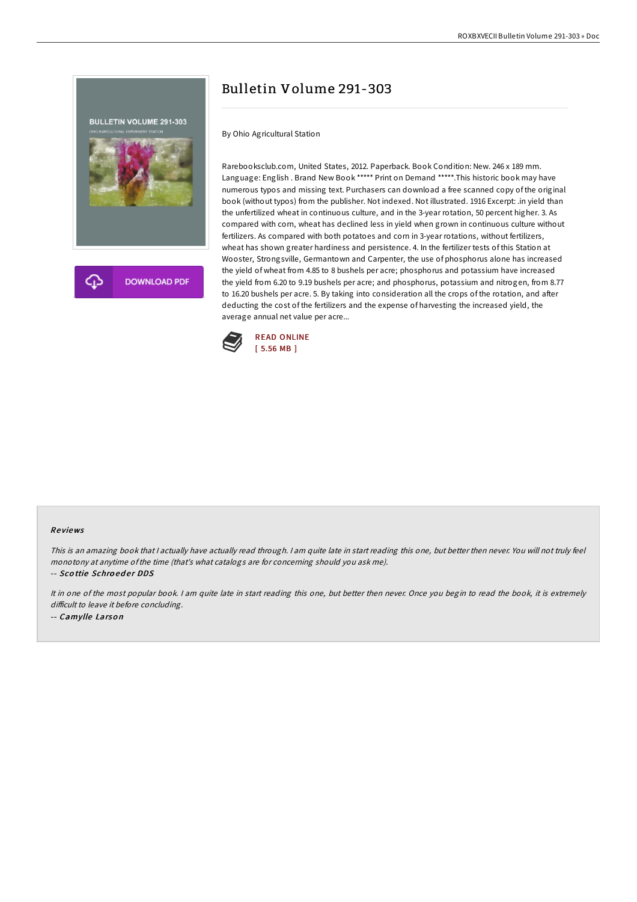# Bulletin Volume 291-303

By Ohio Agricultural Station

Rarebooksclub.com, United States, 2012. Paperback. Book Condition: New. 246 x 189 mm. Language: English . Brand New Book ***** Print on Demand *****.This historic book may have numerous typos and missing text. Purchasers can download a free scanned copy of the original book (without typos) from the publisher. Not indexed. Not illustrated. 1916 Excerpt: .in yield than the unfertilized wheat in continuous culture, and in the 3-year rotation, 50 percent higher. 3. As compared with corn, wheat has declined less in yield when grown in continuous culture without fertilizers. As compared with both potatoes and corn in 3-year rotations, without fertilizers, wheat has shown greater hardiness and persistence. 4. In the fertilizer tests of this Station at Wooster, Strongsville, Germantown and Carpenter, the use of phosphorus alone has increased the yield of wheat from 4.85 to 8 bushels per acre; phosphorus and potassium have increased the yield from 6.20 to 9.19 bushels per acre; and phosphorus, potassium and nitrogen, from 8.77 to 16.20 bushels per acre. 5. By taking into consideration all the crops of the rotation, and after deducting the cost of the fertilizers and the expense of harvesting the increased yield, the average annual net value per acre...

READ ONLINE
[ 5.56 MB ]

## Reviews

*This is an amazing book that I actually have actually read through. I am quite late in start reading this one, but better then never. You will not truly feel monotony at anytime of the time (that's what catalogs are for concerning should you ask me).*

-- Scottie Schroeder DDS

*It in one of the most popular book. I am quite late in start reading this one, but better then never. Once you begin to read the book, it is extremely difficult to leave it before concluding.*

-- Camylle Larson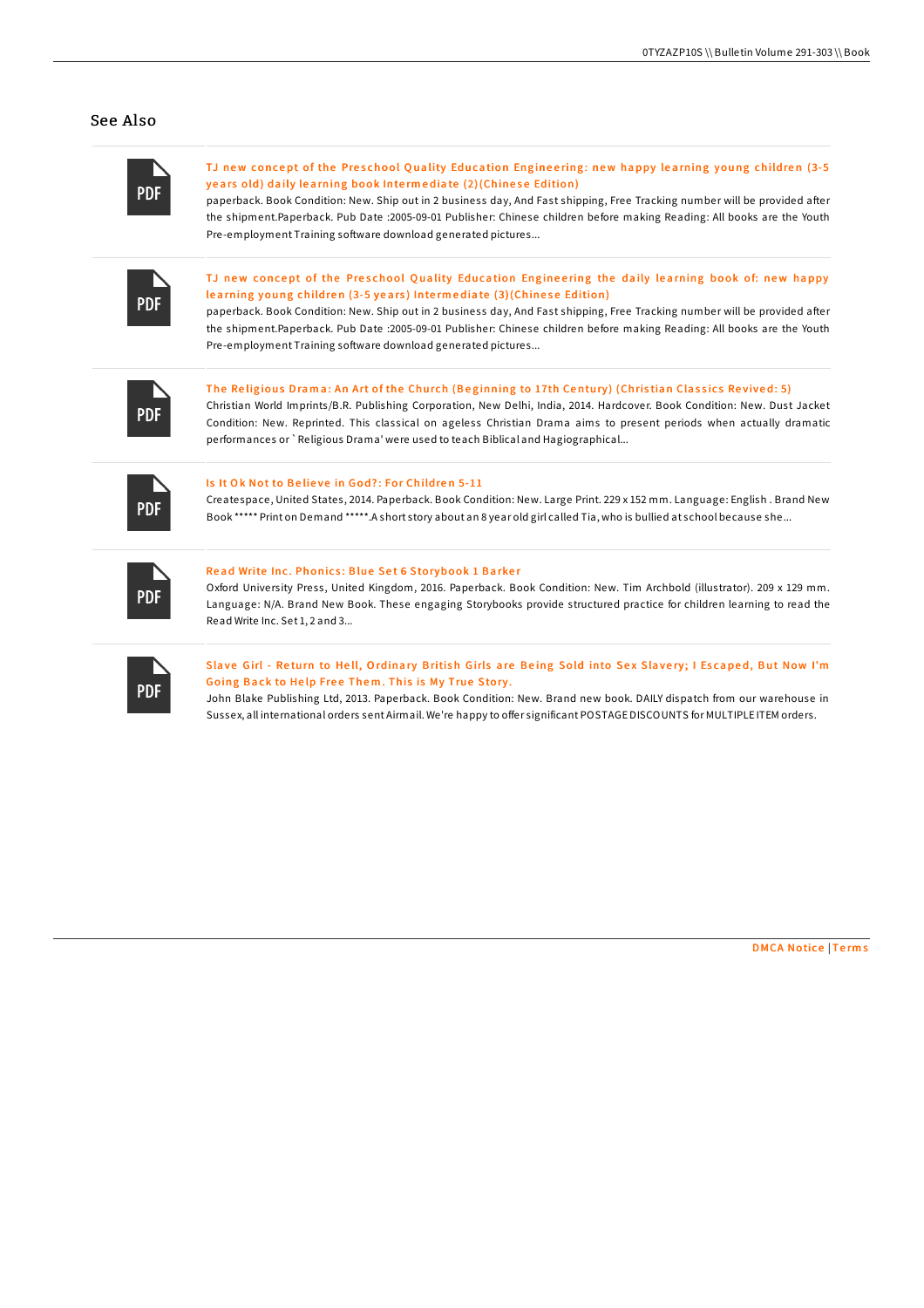## See Also

**TJ new concept of the Preschool Quality Education Engineering: new happy learning young children (3-5 years old) daily learning book Intermediate (2)(Chinese Edition)**

paperback. Book Condition: New. Ship out in 2 business day, And Fast shipping, Free Tracking number will be provided after the shipment.Paperback. Pub Date :2005-09-01 Publisher: Chinese children before making Reading: All books are the Youth Pre-employment Training software download generated pictures...

**TJ new concept of the Preschool Quality Education Engineering the daily learning book of: new happy learning young children (3-5 years) Intermediate (3)(Chinese Edition)**

paperback. Book Condition: New. Ship out in 2 business day, And Fast shipping, Free Tracking number will be provided after the shipment.Paperback. Pub Date :2005-09-01 Publisher: Chinese children before making Reading: All books are the Youth Pre-employment Training software download generated pictures...

**The Religious Drama: An Art of the Church (Beginning to 17th Century) (Christian Classics Revived: 5)**

Christian World Imprints/B.R. Publishing Corporation, New Delhi, India, 2014. Hardcover. Book Condition: New. Dust Jacket Condition: New. Reprinted. This classical on ageless Christian Drama aims to present periods when actually dramatic performances or `Religious Drama' were used to teach Biblical and Hagiographical...

**Is It Ok Not to Believe in God?: For Children 5-11**

Createspace, United States, 2014. Paperback. Book Condition: New. Large Print. 229 x 152 mm. Language: English . Brand New Book ***** Print on Demand *****.A short story about an 8 year old girl called Tia, who is bullied at school because she...

**Read Write Inc. Phonics: Blue Set 6 Storybook 1 Barker**

Oxford University Press, United Kingdom, 2016. Paperback. Book Condition: New. Tim Archbold (illustrator). 209 x 129 mm. Language: N/A. Brand New Book. These engaging Storybooks provide structured practice for children learning to read the Read Write Inc. Set 1, 2 and 3...

**Slave Girl - Return to Hell, Ordinary British Girls are Being Sold into Sex Slavery; I Escaped, But Now I'm Going Back to Help Free Them. This is My True Story.**

John Blake Publishing Ltd, 2013. Paperback. Book Condition: New. Brand new book. DAILY dispatch from our warehouse in Sussex, all international orders sent Airmail. We're happy to offer significant POSTAGE DISCOUNTS for MULTIPLE ITEM orders.

DMCA Notice | Terms